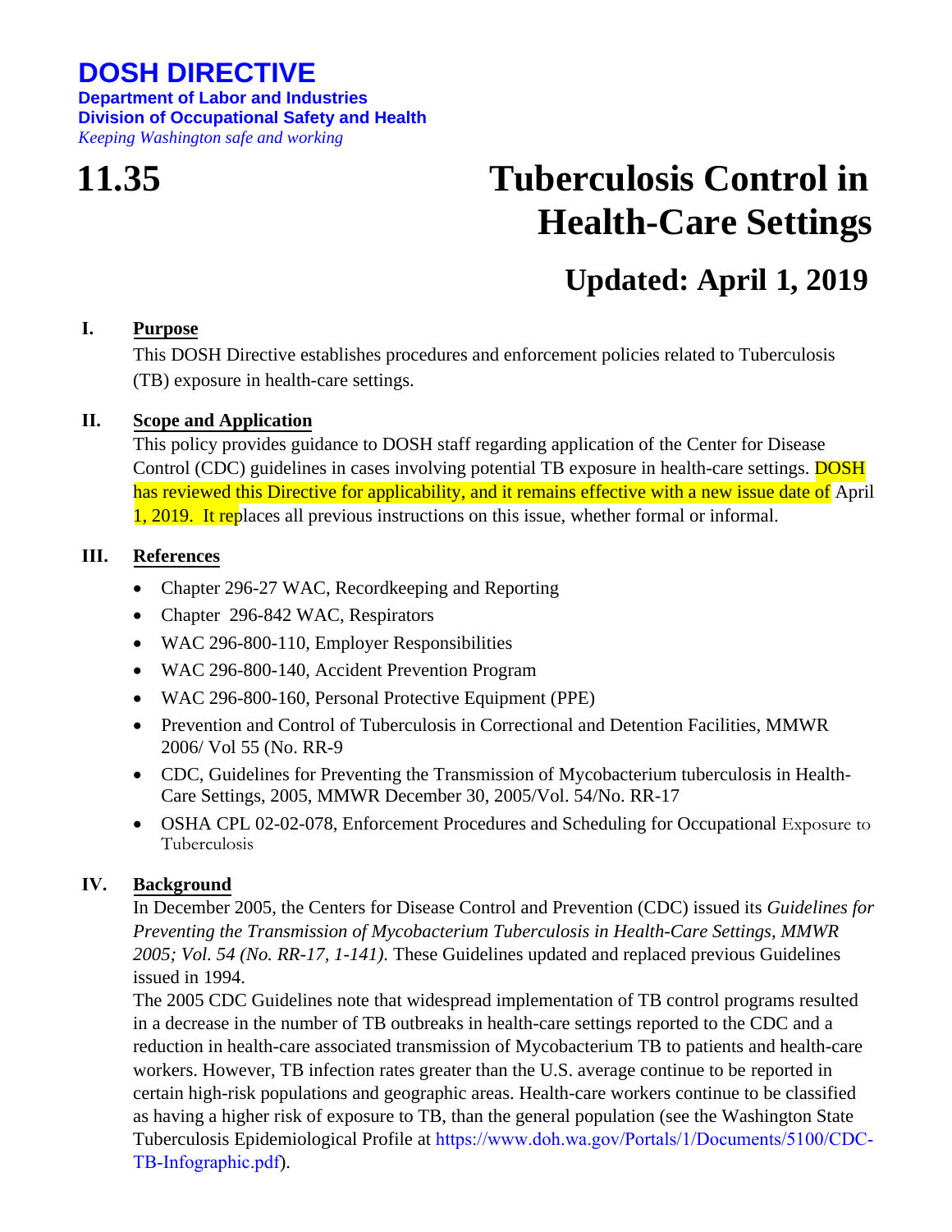# DOSH DIRECTIVE

**Department of Labor and Industries**
**Division of Occupational Safety and Health**
*Keeping Washington safe and working*

# 11.35 Tuberculosis Control in Health-Care Settings

## Updated: April 1, 2019

### I. Purpose

This DOSH Directive establishes procedures and enforcement policies related to Tuberculosis (TB) exposure in health-care settings.

### II. Scope and Application

This policy provides guidance to DOSH staff regarding application of the Center for Disease Control (CDC) guidelines in cases involving potential TB exposure in health-care settings. DOSH has reviewed this Directive for applicability, and it remains effective with a new issue date of April 1, 2019. It replaces all previous instructions on this issue, whether formal or informal.

### III. References

- Chapter 296-27 WAC, Recordkeeping and Reporting
- Chapter 296-842 WAC, Respirators
- WAC 296-800-110, Employer Responsibilities
- WAC 296-800-140, Accident Prevention Program
- WAC 296-800-160, Personal Protective Equipment (PPE)
- Prevention and Control of Tuberculosis in Correctional and Detention Facilities, MMWR 2006/ Vol 55 (No. RR-9
- CDC, Guidelines for Preventing the Transmission of Mycobacterium tuberculosis in Health-Care Settings, 2005, MMWR December 30, 2005/Vol. 54/No. RR-17
- OSHA CPL 02-02-078, Enforcement Procedures and Scheduling for Occupational Exposure to Tuberculosis

### IV. Background

In December 2005, the Centers for Disease Control and Prevention (CDC) issued its *Guidelines for Preventing the Transmission of Mycobacterium Tuberculosis in Health-Care Settings, MMWR 2005; Vol. 54 (No. RR-17, 1-141).* These Guidelines updated and replaced previous Guidelines issued in 1994.

The 2005 CDC Guidelines note that widespread implementation of TB control programs resulted in a decrease in the number of TB outbreaks in health-care settings reported to the CDC and a reduction in health-care associated transmission of Mycobacterium TB to patients and health-care workers. However, TB infection rates greater than the U.S. average continue to be reported in certain high-risk populations and geographic areas. Health-care workers continue to be classified as having a higher risk of exposure to TB, than the general population (see the Washington State Tuberculosis Epidemiological Profile at https://www.doh.wa.gov/Portals/1/Documents/5100/CDC-TB-Infographic.pdf).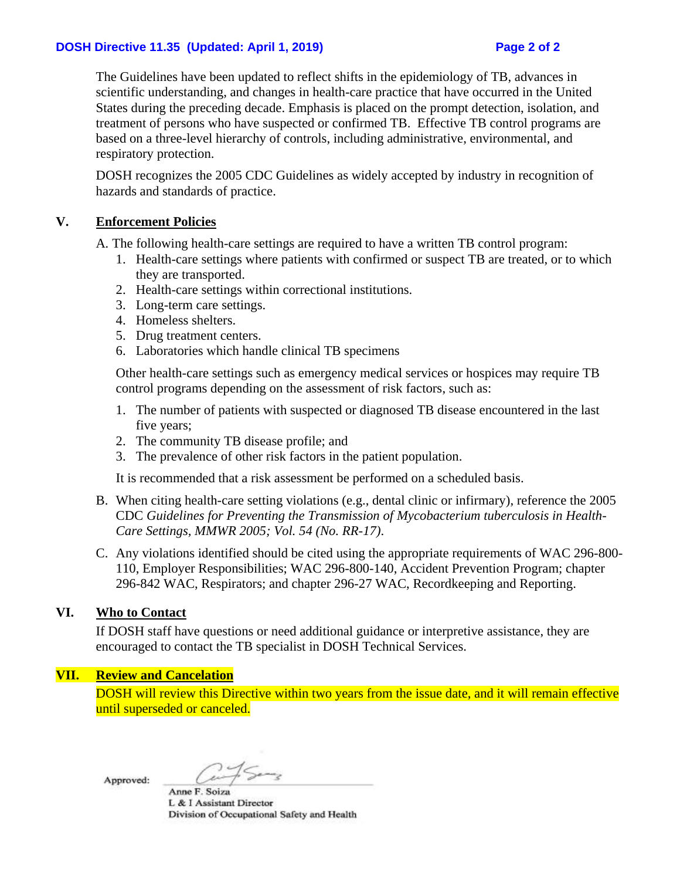The Guidelines have been updated to reflect shifts in the epidemiology of TB, advances in scientific understanding, and changes in health-care practice that have occurred in the United States during the preceding decade. Emphasis is placed on the prompt detection, isolation, and treatment of persons who have suspected or confirmed TB. Effective TB control programs are based on a three-level hierarchy of controls, including administrative, environmental, and respiratory protection.

DOSH recognizes the 2005 CDC Guidelines as widely accepted by industry in recognition of hazards and standards of practice.

## V. Enforcement Policies

A. The following health-care settings are required to have a written TB control program:

1. Health-care settings where patients with confirmed or suspect TB are treated, or to which they are transported.
2. Health-care settings within correctional institutions.
3. Long-term care settings.
4. Homeless shelters.
5. Drug treatment centers.
6. Laboratories which handle clinical TB specimens

Other health-care settings such as emergency medical services or hospices may require TB control programs depending on the assessment of risk factors, such as:

1. The number of patients with suspected or diagnosed TB disease encountered in the last five years;
2. The community TB disease profile; and
3. The prevalence of other risk factors in the patient population.

It is recommended that a risk assessment be performed on a scheduled basis.

B. When citing health-care setting violations (e.g., dental clinic or infirmary), reference the 2005 CDC *Guidelines for Preventing the Transmission of Mycobacterium tuberculosis in Health-Care Settings, MMWR 2005; Vol. 54 (No. RR-17)*.

C. Any violations identified should be cited using the appropriate requirements of WAC 296-800-110, Employer Responsibilities; WAC 296-800-140, Accident Prevention Program; chapter 296-842 WAC, Respirators; and chapter 296-27 WAC, Recordkeeping and Reporting.

## VI. Who to Contact

If DOSH staff have questions or need additional guidance or interpretive assistance, they are encouraged to contact the TB specialist in DOSH Technical Services.

## VII. Review and Cancelation

DOSH will review this Directive within two years from the issue date, and it will remain effective until superseded or canceled.

Approved:

Anne F. Soiza
L & I Assistant Director
Division of Occupational Safety and Health